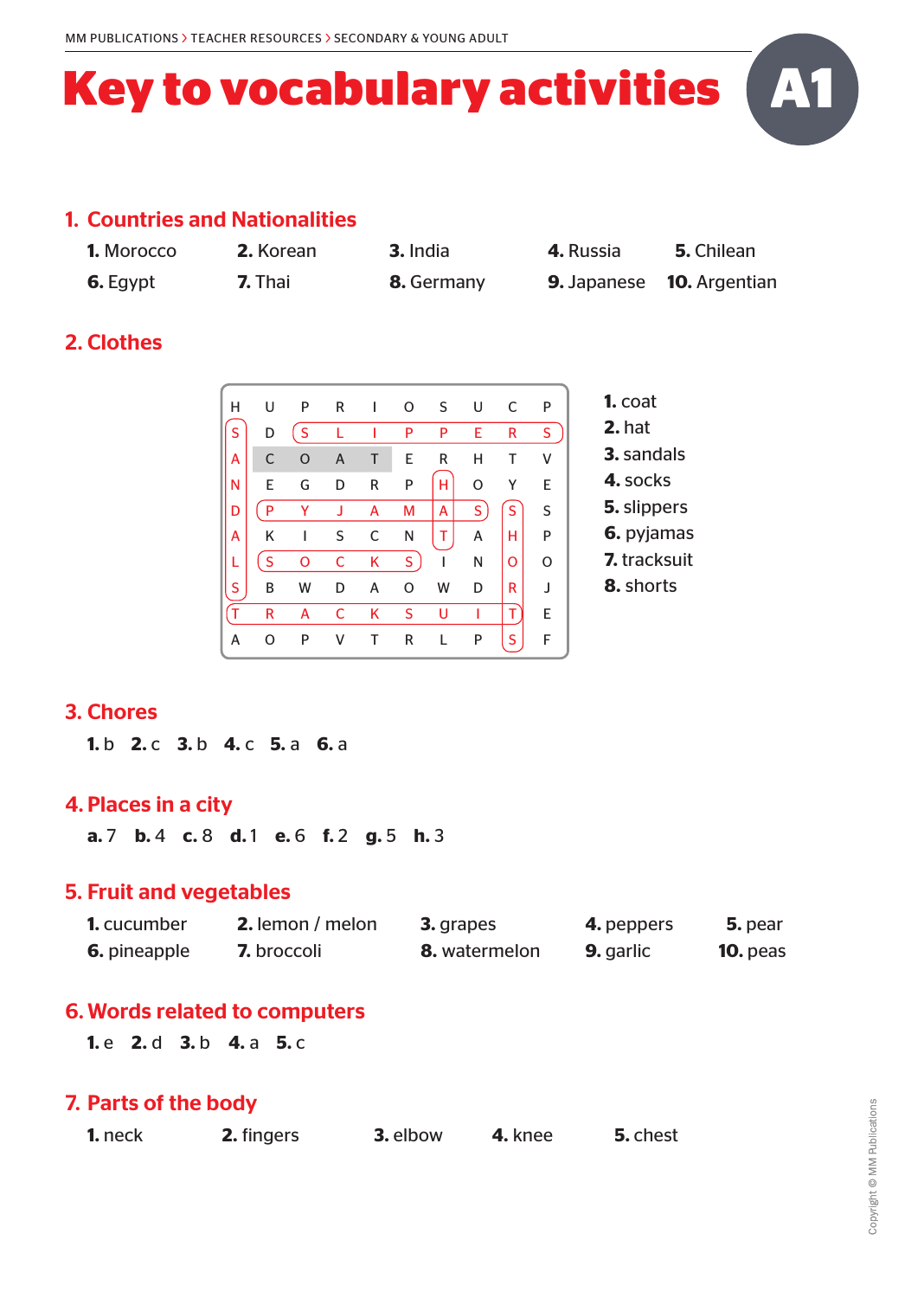# Key to vocabulary activities A1

## 1. Countries and Nationalities

**1.** Morocco **2.** Korean **3.** India **4.** Russia **5.** Chilean
**6.** Egypt **7.** Thai **8.** Germany **9.** Japanese **10.** Argentian

## 2. Clothes

| | | | | | | | | | |
|---|---|---|---|---|---|---|---|---|---|
| H | U | P | R | I | O | S | U | C | P |
| S | D | S | L | I | P | P | E | R | S |
| A | C | O | A | T | E | R | H | T | V |
| N | E | G | D | R | P | H | O | Y | E |
| D | P | Y | J | A | M | A | S | S | S |
| A | K | I | S | C | N | T | A | H | P |
| L | S | O | C | K | S | I | N | O | O |
| S | B | W | D | A | O | W | D | R | J |
| T | R | A | C | K | S | U | I | T | E |
| A | O | P | V | T | R | L | P | S | F |

**1.** coat
**2.** hat
**3.** sandals
**4.** socks
**5.** slippers
**6.** pyjamas
**7.** tracksuit
**8.** shorts

## 3. Chores

**1.** b **2.** c **3.** b **4.** c **5.** a **6.** a

## 4. Places in a city

**a.** 7 **b.** 4 **c.** 8 **d.** 1 **e.** 6 **f.** 2 **g.** 5 **h.** 3

## 5. Fruit and vegetables

**1.** cucumber **2.** lemon / melon **3.** grapes **4.** peppers **5.** pear
**6.** pineapple **7.** broccoli **8.** watermelon **9.** garlic **10.** peas

## 6. Words related to computers

**1.** e **2.** d **3.** b **4.** a **5.** c

## 7. Parts of the body

**1.** neck **2.** fingers **3.** elbow **4.** knee **5.** chest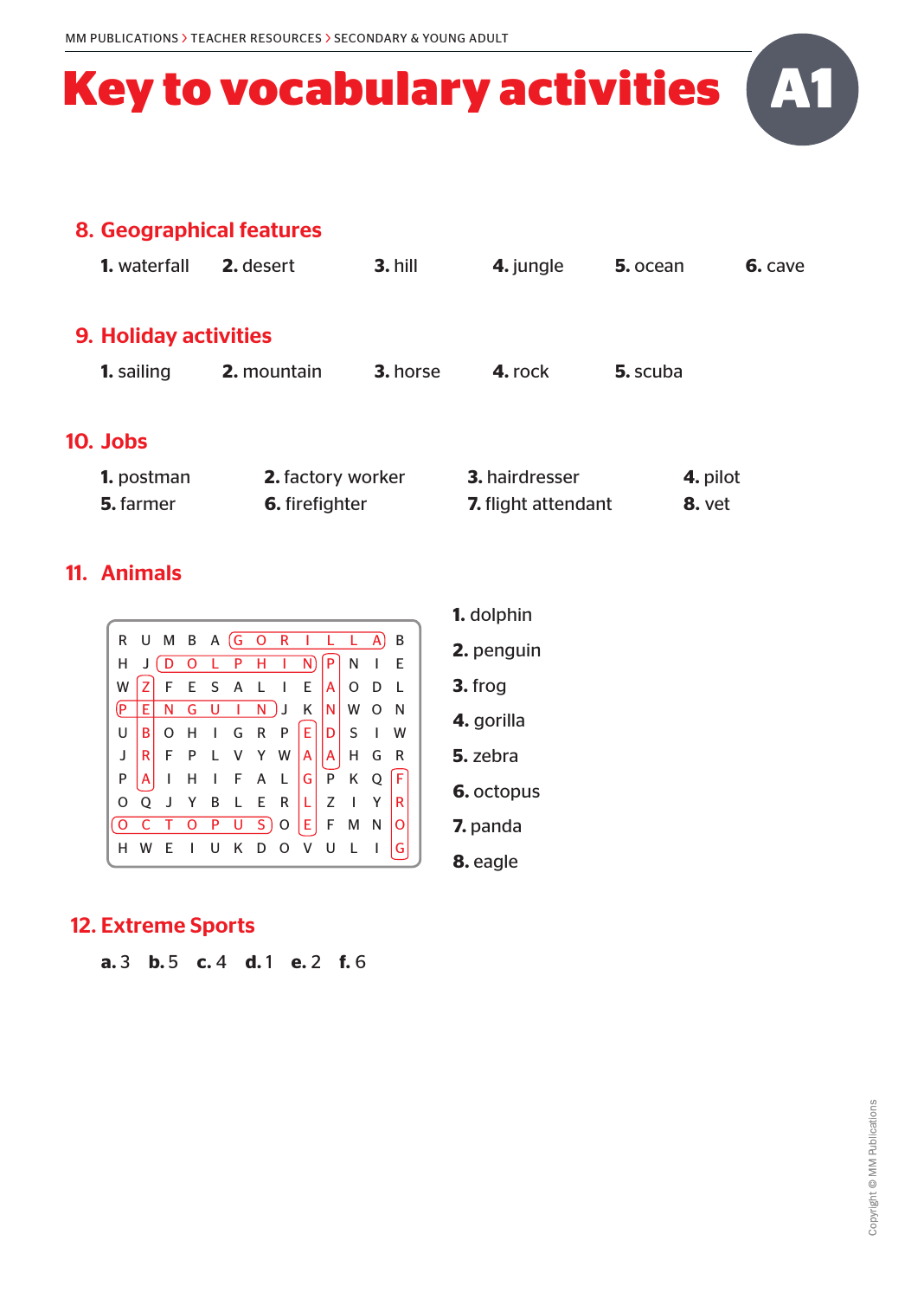MM PUBLICATIONS > TEACHER RESOURCES > SECONDARY & YOUNG ADULT

# Key to vocabulary activities A1

## 8. Geographical features

**1.** waterfall **2.** desert **3.** hill **4.** jungle **5.** ocean **6.** cave

## 9. Holiday activities

**1.** sailing **2.** mountain **3.** horse **4.** rock **5.** scuba

## 10. Jobs

**1.** postman **2.** factory worker **3.** hairdresser **4.** pilot
**5.** farmer **6.** firefighter **7.** flight attendant **8.** vet

## 11. Animals

| | | | | | | | | | | | | |
|---|---|---|---|---|---|---|---|---|---|---|---|---|
| R | U | M | B | A | G | O | R | I | L | L | A | B |
| H | J | D | O | L | P | H | I | N | P | N | I | E |
| W | Z | F | E | S | A | L | I | E | A | O | D | L |
| P | E | N | G | U | I | N | J | K | N | W | O | N |
| U | B | O | H | I | G | R | P | E | D | S | I | W |
| J | R | F | P | L | V | Y | W | A | A | H | G | R |
| P | A | I | H | I | F | A | L | G | P | K | Q | F |
| O | Q | J | Y | B | L | E | R | L | Z | I | Y | R |
| O | C | T | O | P | U | S | O | E | F | M | N | O |
| H | W | E | I | U | K | D | O | V | U | L | I | G |

**1.** dolphin
**2.** penguin
**3.** frog
**4.** gorilla
**5.** zebra
**6.** octopus
**7.** panda
**8.** eagle

## 12. Extreme Sports

**a.** 3 **b.** 5 **c.** 4 **d.** 1 **e.** 2 **f.** 6

Copyright © MM Publications